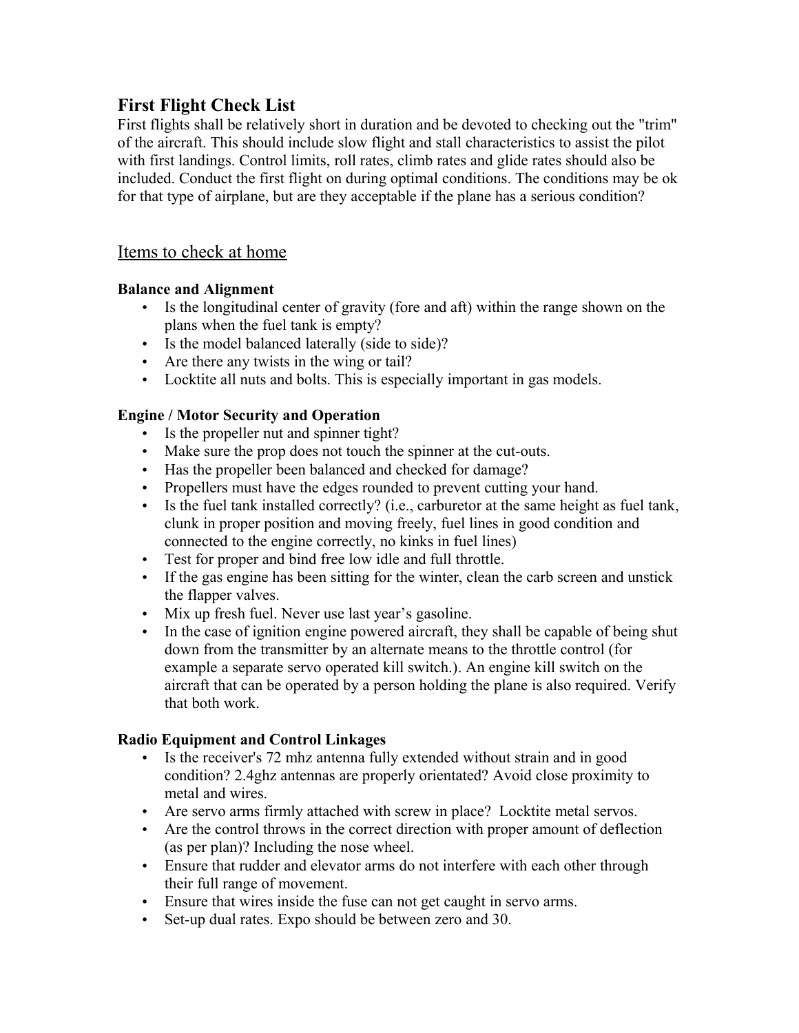# First Flight Check List

First flights shall be relatively short in duration and be devoted to checking out the "trim" of the aircraft. This should include slow flight and stall characteristics to assist the pilot with first landings. Control limits, roll rates, climb rates and glide rates should also be included. Conduct the first flight on during optimal conditions. The conditions may be ok for that type of airplane, but are they acceptable if the plane has a serious condition?

## Items to check at home

### Balance and Alignment

- Is the longitudinal center of gravity (fore and aft) within the range shown on the plans when the fuel tank is empty?
- Is the model balanced laterally (side to side)?
- Are there any twists in the wing or tail?
- Locktite all nuts and bolts. This is especially important in gas models.

### Engine / Motor Security and Operation

- Is the propeller nut and spinner tight?
- Make sure the prop does not touch the spinner at the cut-outs.
- Has the propeller been balanced and checked for damage?
- Propellers must have the edges rounded to prevent cutting your hand.
- Is the fuel tank installed correctly? (i.e., carburetor at the same height as fuel tank, clunk in proper position and moving freely, fuel lines in good condition and connected to the engine correctly, no kinks in fuel lines)
- Test for proper and bind free low idle and full throttle.
- If the gas engine has been sitting for the winter, clean the carb screen and unstick the flapper valves.
- Mix up fresh fuel. Never use last year's gasoline.
- In the case of ignition engine powered aircraft, they shall be capable of being shut down from the transmitter by an alternate means to the throttle control (for example a separate servo operated kill switch.). An engine kill switch on the aircraft that can be operated by a person holding the plane is also required. Verify that both work.

### Radio Equipment and Control Linkages

- Is the receiver's 72 mhz antenna fully extended without strain and in good condition? 2.4ghz antennas are properly orientated? Avoid close proximity to metal and wires.
- Are servo arms firmly attached with screw in place? Locktite metal servos.
- Are the control throws in the correct direction with proper amount of deflection (as per plan)? Including the nose wheel.
- Ensure that rudder and elevator arms do not interfere with each other through their full range of movement.
- Ensure that wires inside the fuse can not get caught in servo arms.
- Set-up dual rates. Expo should be between zero and 30.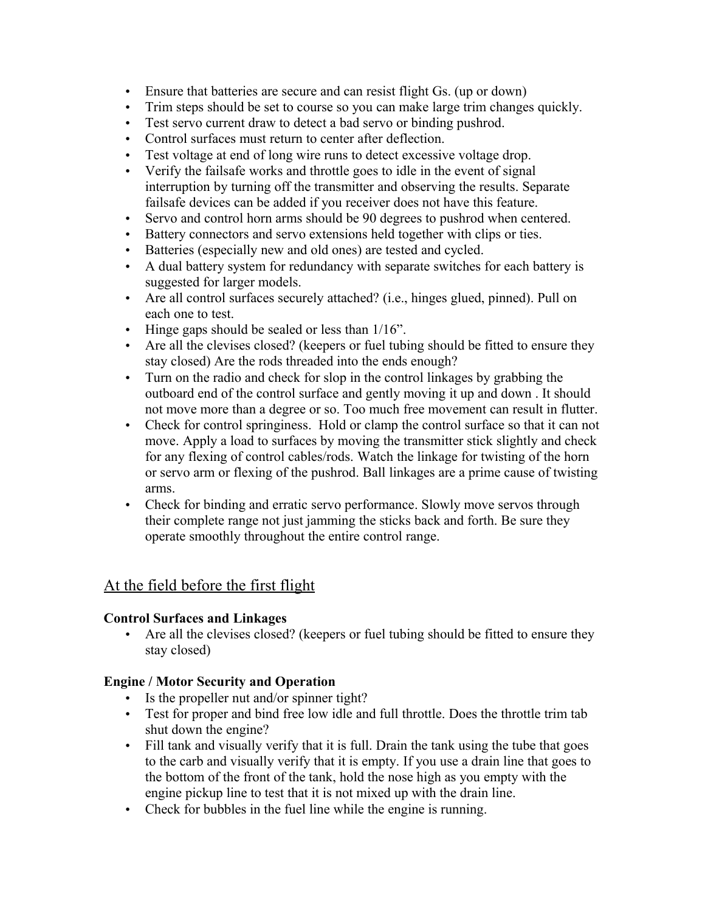- Ensure that batteries are secure and can resist flight Gs. (up or down)
- Trim steps should be set to course so you can make large trim changes quickly.
- Test servo current draw to detect a bad servo or binding pushrod.
- Control surfaces must return to center after deflection.
- Test voltage at end of long wire runs to detect excessive voltage drop.
- Verify the failsafe works and throttle goes to idle in the event of signal interruption by turning off the transmitter and observing the results. Separate failsafe devices can be added if you receiver does not have this feature.
- Servo and control horn arms should be 90 degrees to pushrod when centered.
- Battery connectors and servo extensions held together with clips or ties.
- Batteries (especially new and old ones) are tested and cycled.
- A dual battery system for redundancy with separate switches for each battery is suggested for larger models.
- Are all control surfaces securely attached? (i.e., hinges glued, pinned). Pull on each one to test.
- Hinge gaps should be sealed or less than 1/16".
- Are all the clevises closed? (keepers or fuel tubing should be fitted to ensure they stay closed) Are the rods threaded into the ends enough?
- Turn on the radio and check for slop in the control linkages by grabbing the outboard end of the control surface and gently moving it up and down . It should not move more than a degree or so. Too much free movement can result in flutter.
- Check for control springiness. Hold or clamp the control surface so that it can not move. Apply a load to surfaces by moving the transmitter stick slightly and check for any flexing of control cables/rods. Watch the linkage for twisting of the horn or servo arm or flexing of the pushrod. Ball linkages are a prime cause of twisting arms.
- Check for binding and erratic servo performance. Slowly move servos through their complete range not just jamming the sticks back and forth. Be sure they operate smoothly throughout the entire control range.

## At the field before the first flight

**Control Surfaces and Linkages**

- Are all the clevises closed? (keepers or fuel tubing should be fitted to ensure they stay closed)

**Engine / Motor Security and Operation**

- Is the propeller nut and/or spinner tight?
- Test for proper and bind free low idle and full throttle. Does the throttle trim tab shut down the engine?
- Fill tank and visually verify that it is full. Drain the tank using the tube that goes to the carb and visually verify that it is empty. If you use a drain line that goes to the bottom of the front of the tank, hold the nose high as you empty with the engine pickup line to test that it is not mixed up with the drain line.
- Check for bubbles in the fuel line while the engine is running.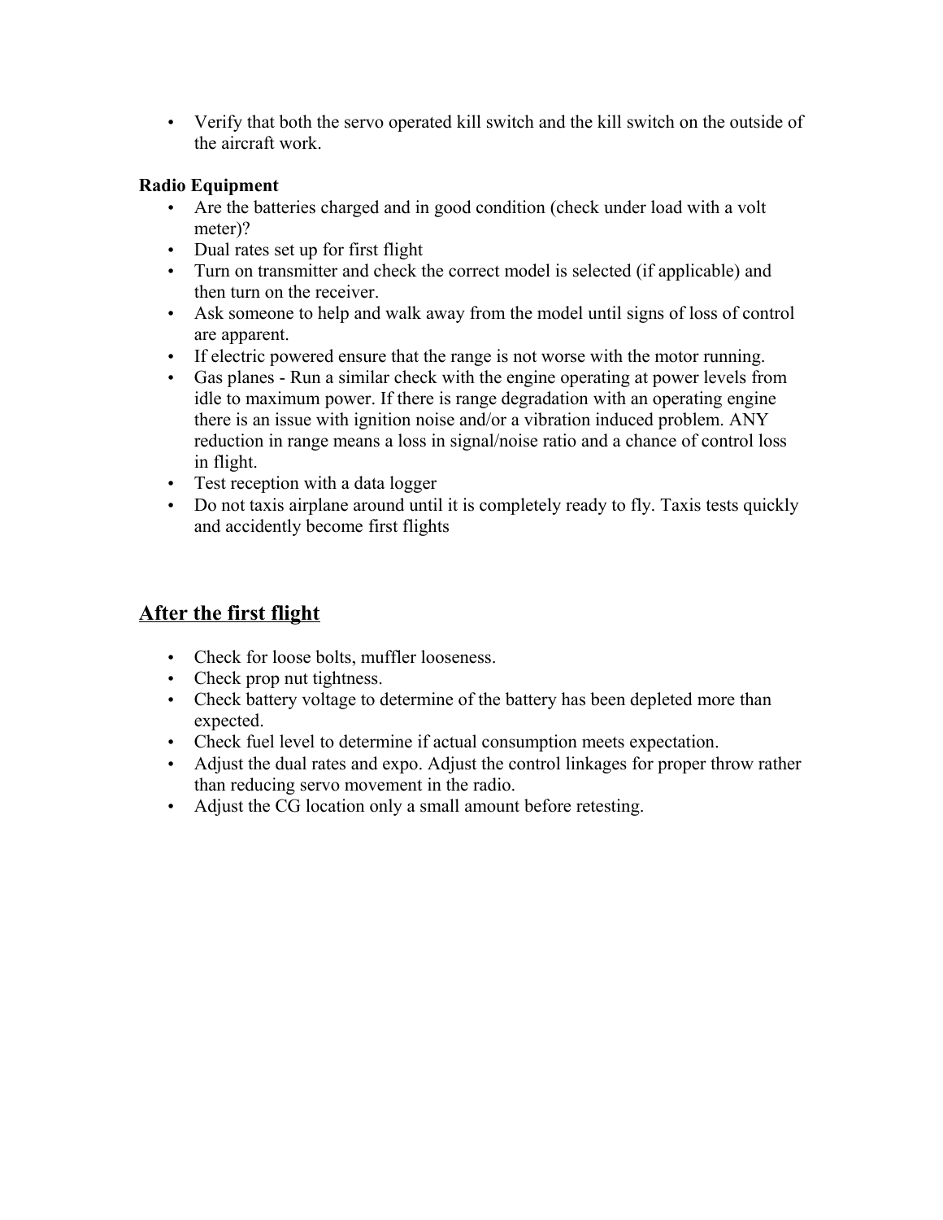- Verify that both the servo operated kill switch and the kill switch on the outside of the aircraft work.

**Radio Equipment**

- Are the batteries charged and in good condition (check under load with a volt meter)?
- Dual rates set up for first flight
- Turn on transmitter and check the correct model is selected (if applicable) and then turn on the receiver.
- Ask someone to help and walk away from the model until signs of loss of control are apparent.
- If electric powered ensure that the range is not worse with the motor running.
- Gas planes - Run a similar check with the engine operating at power levels from idle to maximum power. If there is range degradation with an operating engine there is an issue with ignition noise and/or a vibration induced problem. ANY reduction in range means a loss in signal/noise ratio and a chance of control loss in flight.
- Test reception with a data logger
- Do not taxis airplane around until it is completely ready to fly. Taxis tests quickly and accidently become first flights

## <u>After the first flight</u>

- Check for loose bolts, muffler looseness.
- Check prop nut tightness.
- Check battery voltage to determine of the battery has been depleted more than expected.
- Check fuel level to determine if actual consumption meets expectation.
- Adjust the dual rates and expo. Adjust the control linkages for proper throw rather than reducing servo movement in the radio.
- Adjust the CG location only a small amount before retesting.